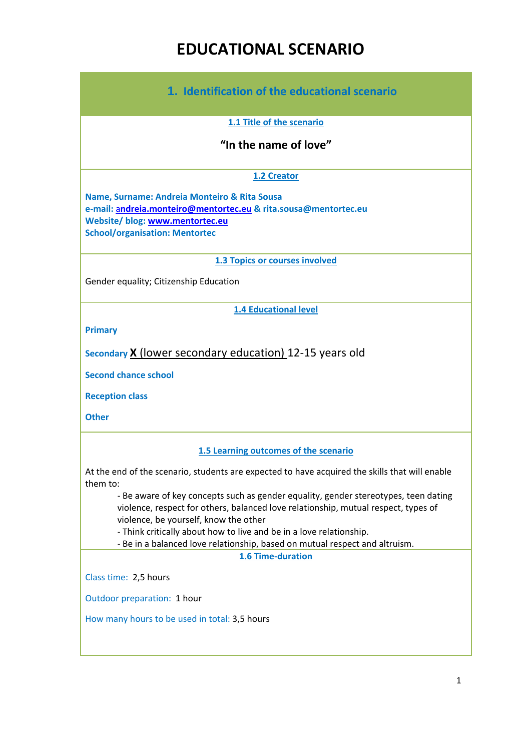# EDUCATIONAL SCENARIO

## 1. Identification of the educational scenario

### 1.1 Title of the scenario

**"In the name of love"**

### 1.2 Creator

**Name, Surname: Andreia Monteiro & Rita Sousa**
**e-mail: andreia.monteiro@mentortec.eu & rita.sousa@mentortec.eu**
**Website/ blog: www.mentortec.eu**
**School/organisation: Mentortec**

### 1.3 Topics or courses involved

Gender equality; Citizenship Education

### 1.4 Educational level

**Primary**

**Secondary** **X** (lower secondary education) 12-15 years old

**Second chance school**

**Reception class**

**Other**

### 1.5 Learning outcomes of the scenario

At the end of the scenario, students are expected to have acquired the skills that will enable them to:

- Be aware of key concepts such as gender equality, gender stereotypes, teen dating violence, respect for others, balanced love relationship, mutual respect, types of violence, be yourself, know the other
- Think critically about how to live and be in a love relationship.
- Be in a balanced love relationship, based on mutual respect and altruism.

### 1.6 Time-duration

Class time: 2,5 hours

Outdoor preparation: 1 hour

How many hours to be used in total: 3,5 hours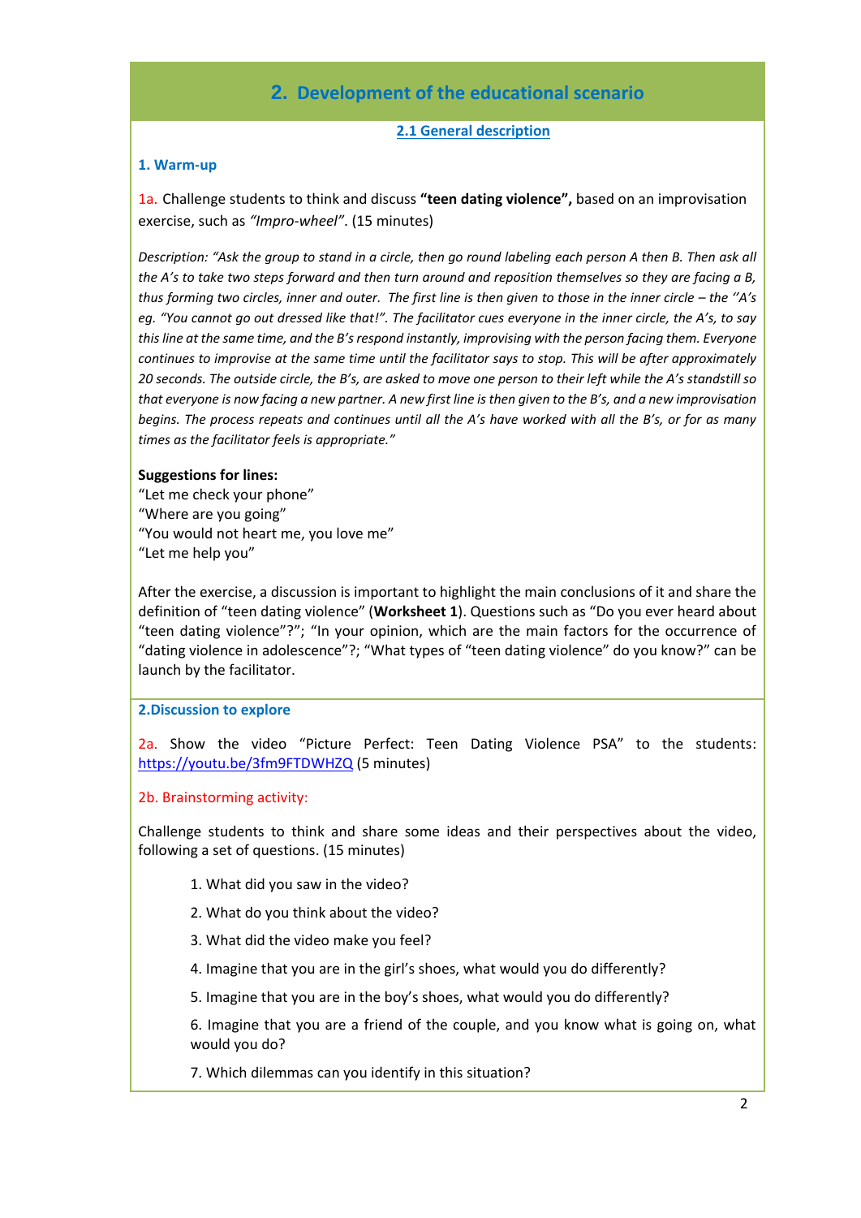## 2. Development of the educational scenario

### 2.1 General description

### 1. Warm-up

1a. Challenge students to think and discuss **"teen dating violence",** based on an improvisation exercise, such as *"Impro-wheel"*. (15 minutes)

*Description: "Ask the group to stand in a circle, then go round labeling each person A then B. Then ask all the A's to take two steps forward and then turn around and reposition themselves so they are facing a B, thus forming two circles, inner and outer. The first line is then given to those in the inner circle – the ''A's eg. "You cannot go out dressed like that!". The facilitator cues everyone in the inner circle, the A's, to say this line at the same time, and the B's respond instantly, improvising with the person facing them. Everyone continues to improvise at the same time until the facilitator says to stop. This will be after approximately 20 seconds. The outside circle, the B's, are asked to move one person to their left while the A's standstill so that everyone is now facing a new partner. A new first line is then given to the B's, and a new improvisation begins. The process repeats and continues until all the A's have worked with all the B's, or for as many times as the facilitator feels is appropriate."*

**Suggestions for lines:**
"Let me check your phone"
"Where are you going"
"You would not heart me, you love me"
"Let me help you"

After the exercise, a discussion is important to highlight the main conclusions of it and share the definition of "teen dating violence" (**Worksheet 1**). Questions such as "Do you ever heard about "teen dating violence"?"; "In your opinion, which are the main factors for the occurrence of "dating violence in adolescence"?; "What types of "teen dating violence" do you know?" can be launch by the facilitator.

### 2.Discussion to explore

2a. Show the video "Picture Perfect: Teen Dating Violence PSA" to the students: https://youtu.be/3fm9FTDWHZQ (5 minutes)

2b. Brainstorming activity:

Challenge students to think and share some ideas and their perspectives about the video, following a set of questions. (15 minutes)

1. What did you saw in the video?
2. What do you think about the video?
3. What did the video make you feel?
4. Imagine that you are in the girl's shoes, what would you do differently?
5. Imagine that you are in the boy's shoes, what would you do differently?
6. Imagine that you are a friend of the couple, and you know what is going on, what would you do?
7. Which dilemmas can you identify in this situation?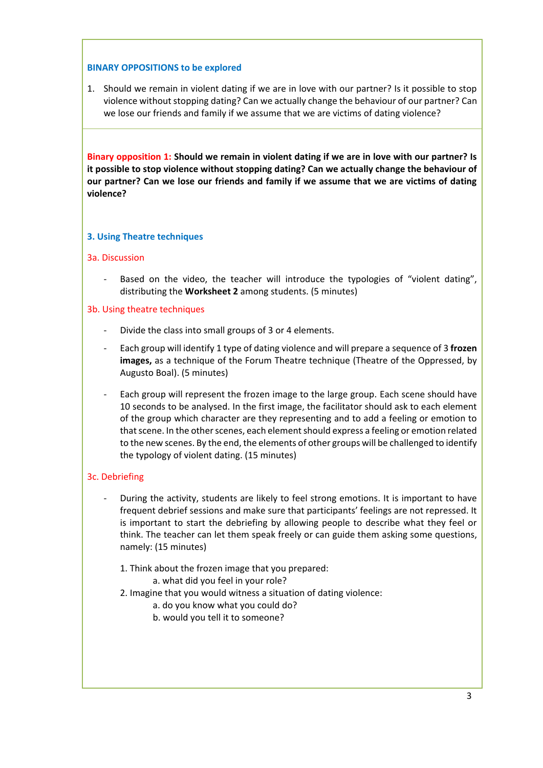### BINARY OPPOSITIONS to be explored

1. Should we remain in violent dating if we are in love with our partner? Is it possible to stop violence without stopping dating? Can we actually change the behaviour of our partner? Can we lose our friends and family if we assume that we are victims of dating violence?

**Binary opposition 1: Should we remain in violent dating if we are in love with our partner? Is it possible to stop violence without stopping dating? Can we actually change the behaviour of our partner? Can we lose our friends and family if we assume that we are victims of dating violence?**

### 3. Using Theatre techniques

#### 3a. Discussion

- Based on the video, the teacher will introduce the typologies of "violent dating", distributing the **Worksheet 2** among students. (5 minutes)

#### 3b. Using theatre techniques

- Divide the class into small groups of 3 or 4 elements.
- Each group will identify 1 type of dating violence and will prepare a sequence of 3 **frozen images,** as a technique of the Forum Theatre technique (Theatre of the Oppressed, by Augusto Boal). (5 minutes)
- Each group will represent the frozen image to the large group. Each scene should have 10 seconds to be analysed. In the first image, the facilitator should ask to each element of the group which character are they representing and to add a feeling or emotion to that scene. In the other scenes, each element should express a feeling or emotion related to the new scenes. By the end, the elements of other groups will be challenged to identify the typology of violent dating. (15 minutes)

#### 3c. Debriefing

- During the activity, students are likely to feel strong emotions. It is important to have frequent debrief sessions and make sure that participants' feelings are not repressed. It is important to start the debriefing by allowing people to describe what they feel or think. The teacher can let them speak freely or can guide them asking some questions, namely: (15 minutes)

  1. Think about the frozen image that you prepared:
     a. what did you feel in your role?
  2. Imagine that you would witness a situation of dating violence:
     a. do you know what you could do?
     b. would you tell it to someone?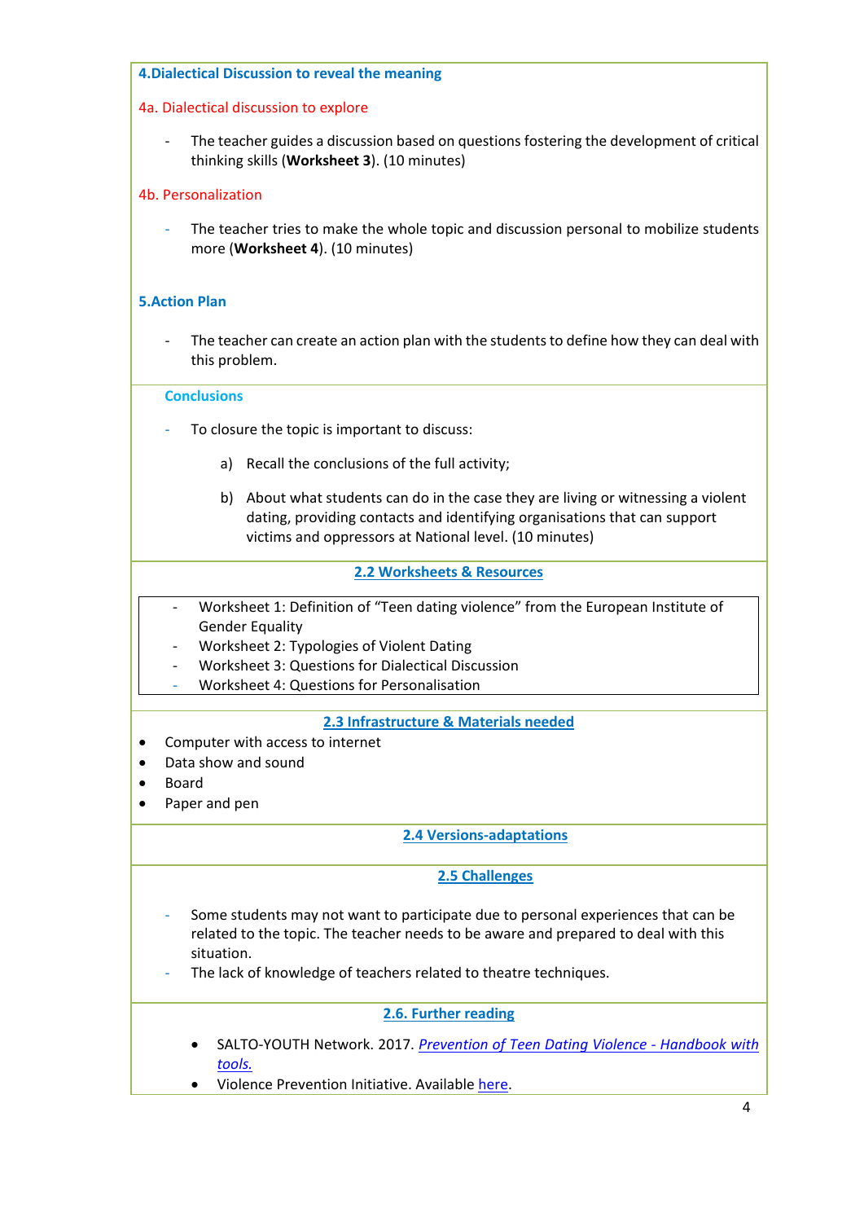### 4.Dialectical Discussion to reveal the meaning

4a. Dialectical discussion to explore

- The teacher guides a discussion based on questions fostering the development of critical thinking skills (**Worksheet 3**). (10 minutes)

4b. Personalization

- The teacher tries to make the whole topic and discussion personal to mobilize students more (**Worksheet 4**). (10 minutes)

### 5.Action Plan

- The teacher can create an action plan with the students to define how they can deal with this problem.

### Conclusions

- To closure the topic is important to discuss:
  a) Recall the conclusions of the full activity;
  b) About what students can do in the case they are living or witnessing a violent dating, providing contacts and identifying organisations that can support victims and oppressors at National level. (10 minutes)

## 2.2 Worksheets & Resources

- Worksheet 1: Definition of "Teen dating violence" from the European Institute of Gender Equality
- Worksheet 2: Typologies of Violent Dating
- Worksheet 3: Questions for Dialectical Discussion
- Worksheet 4: Questions for Personalisation

## 2.3 Infrastructure & Materials needed

- Computer with access to internet
- Data show and sound
- Board
- Paper and pen

## 2.4 Versions-adaptations

## 2.5 Challenges

- Some students may not want to participate due to personal experiences that can be related to the topic. The teacher needs to be aware and prepared to deal with this situation.
- The lack of knowledge of teachers related to theatre techniques.

## 2.6. Further reading

- SALTO-YOUTH Network. 2017. *Prevention of Teen Dating Violence - Handbook with tools.*
- Violence Prevention Initiative. Available here.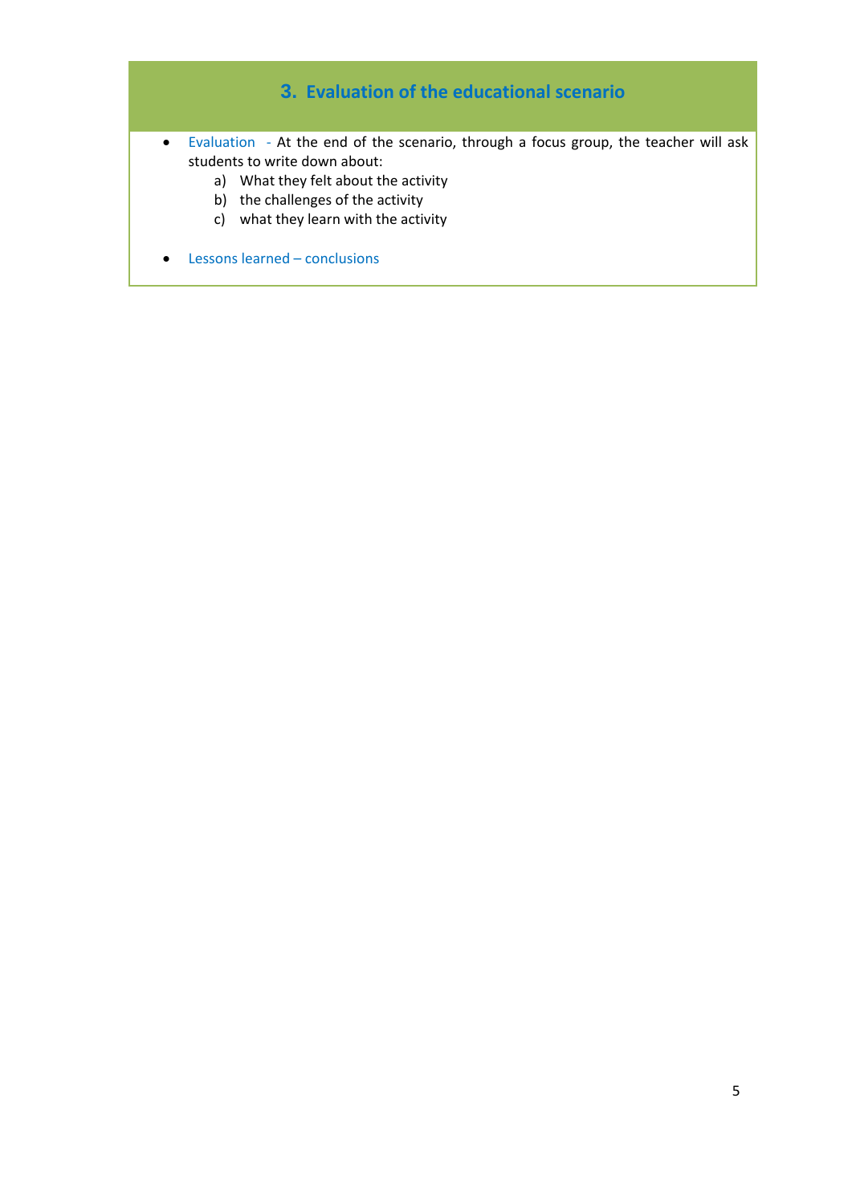## 3. Evaluation of the educational scenario

- Evaluation - At the end of the scenario, through a focus group, the teacher will ask students to write down about:
    a) What they felt about the activity
    b) the challenges of the activity
    c) what they learn with the activity

- Lessons learned – conclusions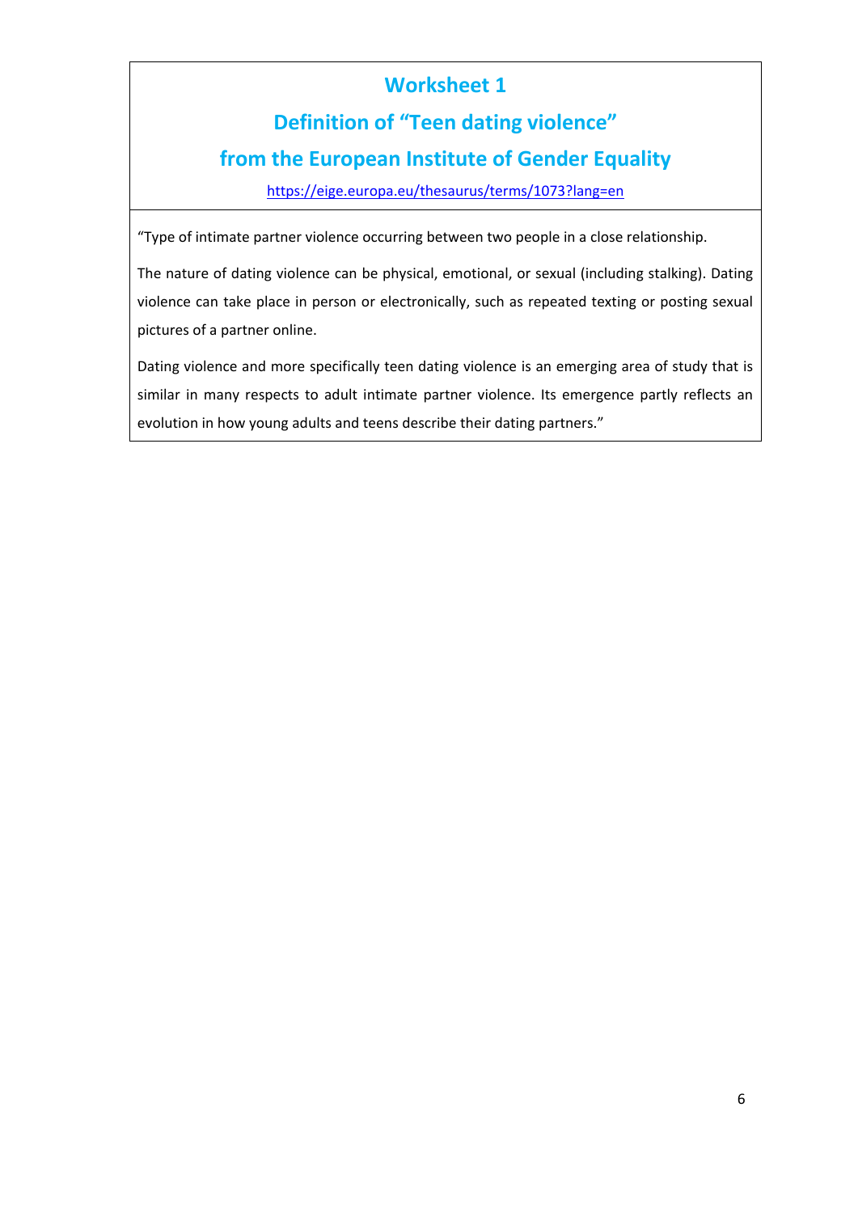# Worksheet 1

## Definition of "Teen dating violence"

## from the European Institute of Gender Equality

https://eige.europa.eu/thesaurus/terms/1073?lang=en

"Type of intimate partner violence occurring between two people in a close relationship.

The nature of dating violence can be physical, emotional, or sexual (including stalking). Dating violence can take place in person or electronically, such as repeated texting or posting sexual pictures of a partner online.

Dating violence and more specifically teen dating violence is an emerging area of study that is similar in many respects to adult intimate partner violence. Its emergence partly reflects an evolution in how young adults and teens describe their dating partners."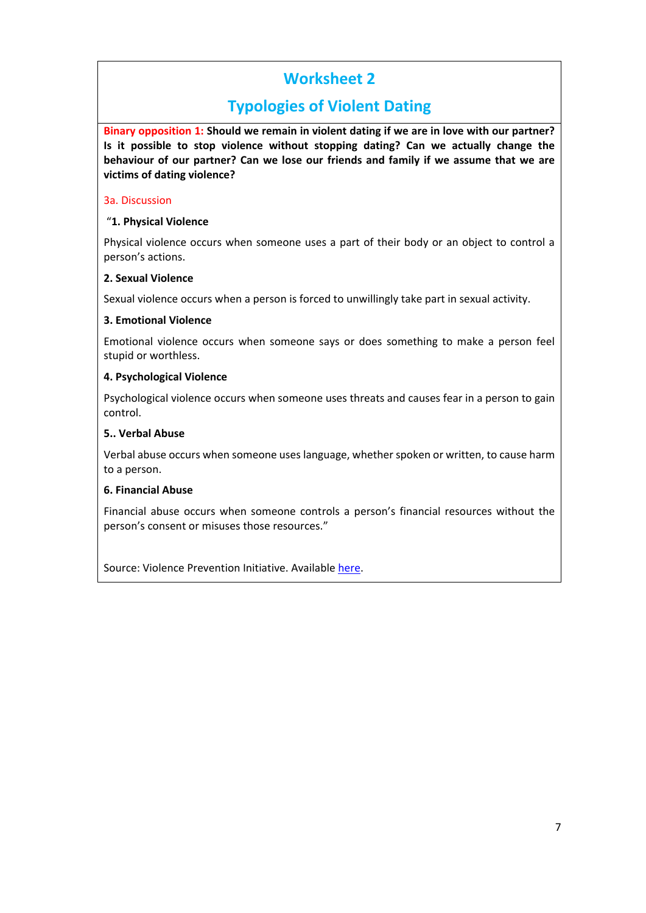# Worksheet 2

## Typologies of Violent Dating

**Binary opposition 1: Should we remain in violent dating if we are in love with our partner? Is it possible to stop violence without stopping dating? Can we actually change the behaviour of our partner? Can we lose our friends and family if we assume that we are victims of dating violence?**

3a. Discussion

"**1. Physical Violence**

Physical violence occurs when someone uses a part of their body or an object to control a person's actions.

**2. Sexual Violence**

Sexual violence occurs when a person is forced to unwillingly take part in sexual activity.

**3. Emotional Violence**

Emotional violence occurs when someone says or does something to make a person feel stupid or worthless.

**4. Psychological Violence**

Psychological violence occurs when someone uses threats and causes fear in a person to gain control.

**5.. Verbal Abuse**

Verbal abuse occurs when someone uses language, whether spoken or written, to cause harm to a person.

**6. Financial Abuse**

Financial abuse occurs when someone controls a person's financial resources without the person's consent or misuses those resources."

Source: Violence Prevention Initiative. Available here.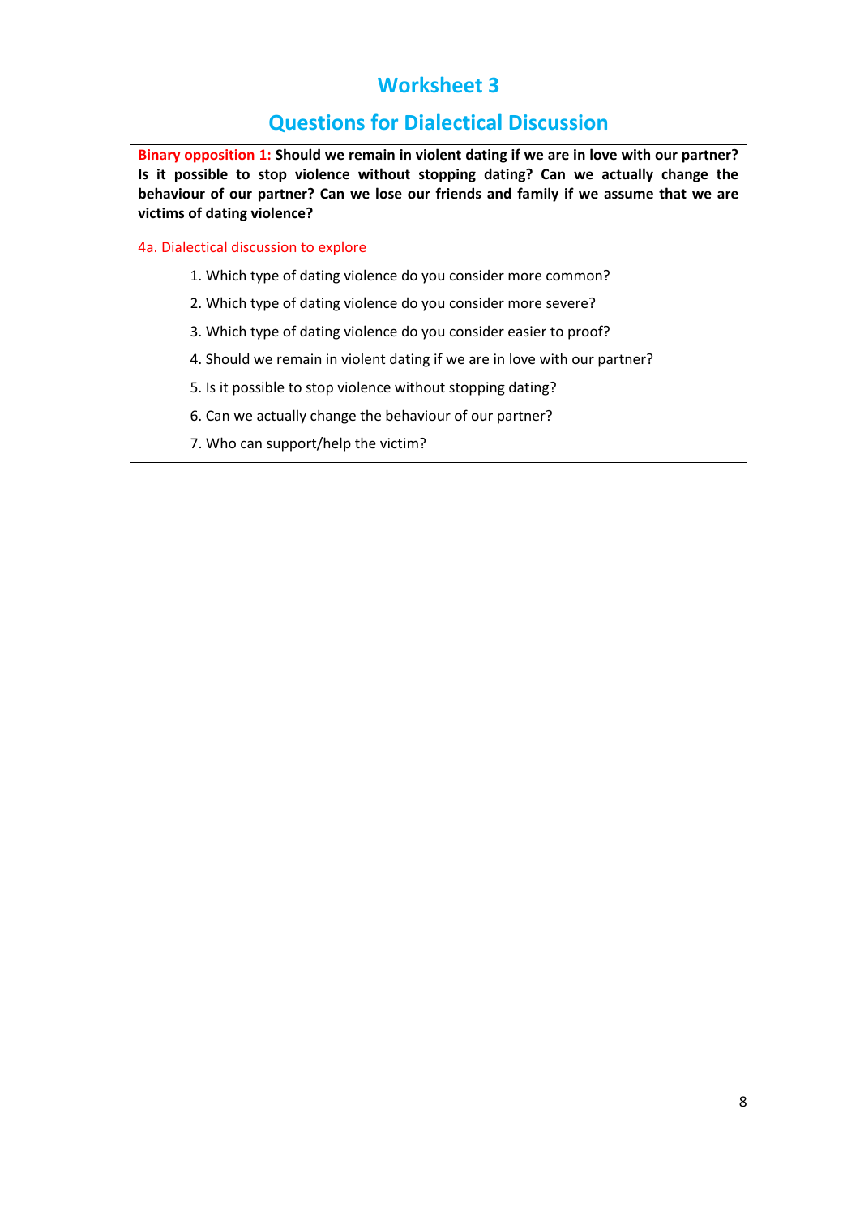# Worksheet 3

## Questions for Dialectical Discussion

**Binary opposition 1: Should we remain in violent dating if we are in love with our partner? Is it possible to stop violence without stopping dating? Can we actually change the behaviour of our partner? Can we lose our friends and family if we assume that we are victims of dating violence?**

4a. Dialectical discussion to explore

1. Which type of dating violence do you consider more common?
2. Which type of dating violence do you consider more severe?
3. Which type of dating violence do you consider easier to proof?
4. Should we remain in violent dating if we are in love with our partner?
5. Is it possible to stop violence without stopping dating?
6. Can we actually change the behaviour of our partner?
7. Who can support/help the victim?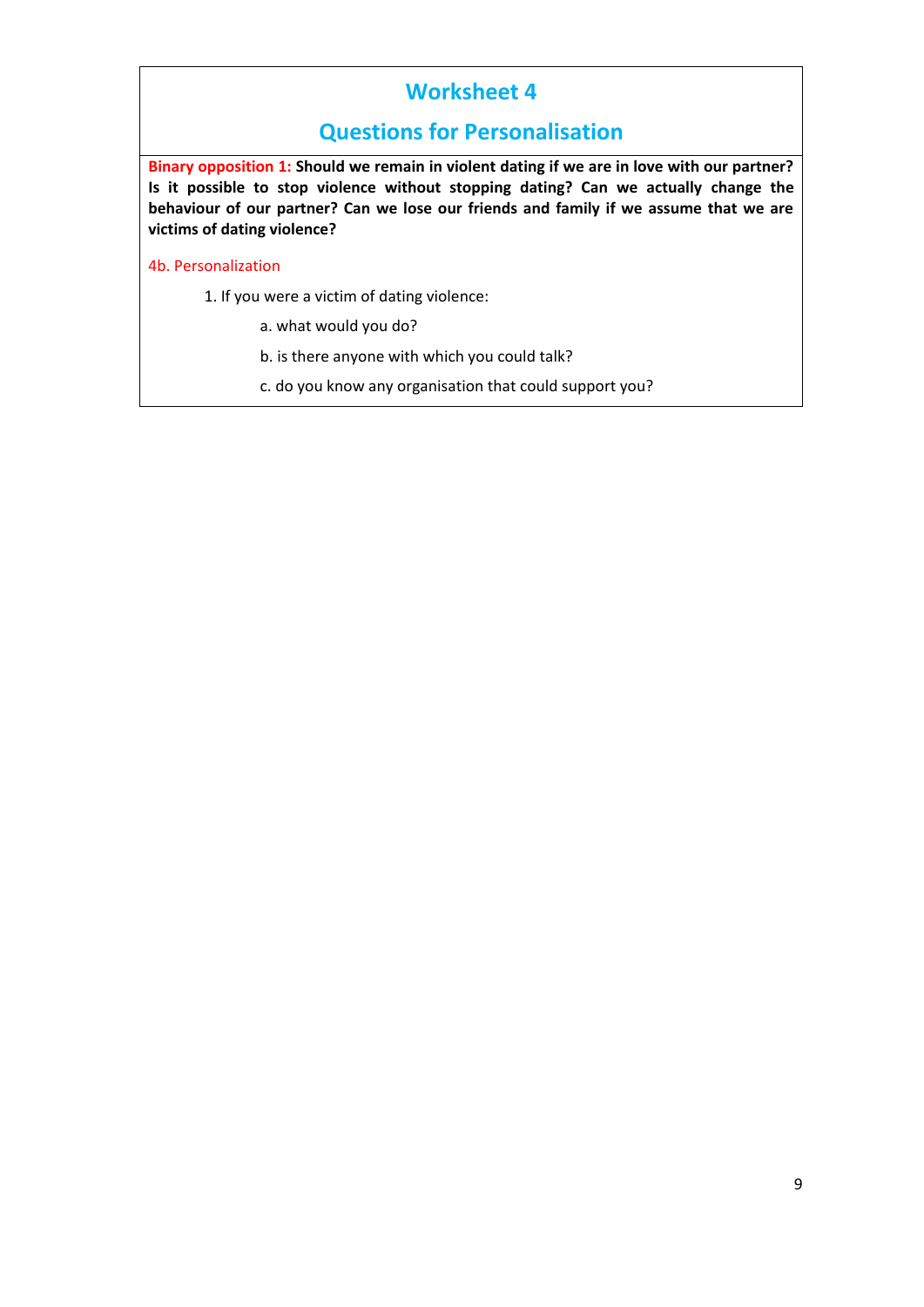# Worksheet 4

## Questions for Personalisation

**Binary opposition 1: Should we remain in violent dating if we are in love with our partner? Is it possible to stop violence without stopping dating? Can we actually change the behaviour of our partner? Can we lose our friends and family if we assume that we are victims of dating violence?**

4b. Personalization

1. If you were a victim of dating violence:

    a. what would you do?

    b. is there anyone with which you could talk?

    c. do you know any organisation that could support you?